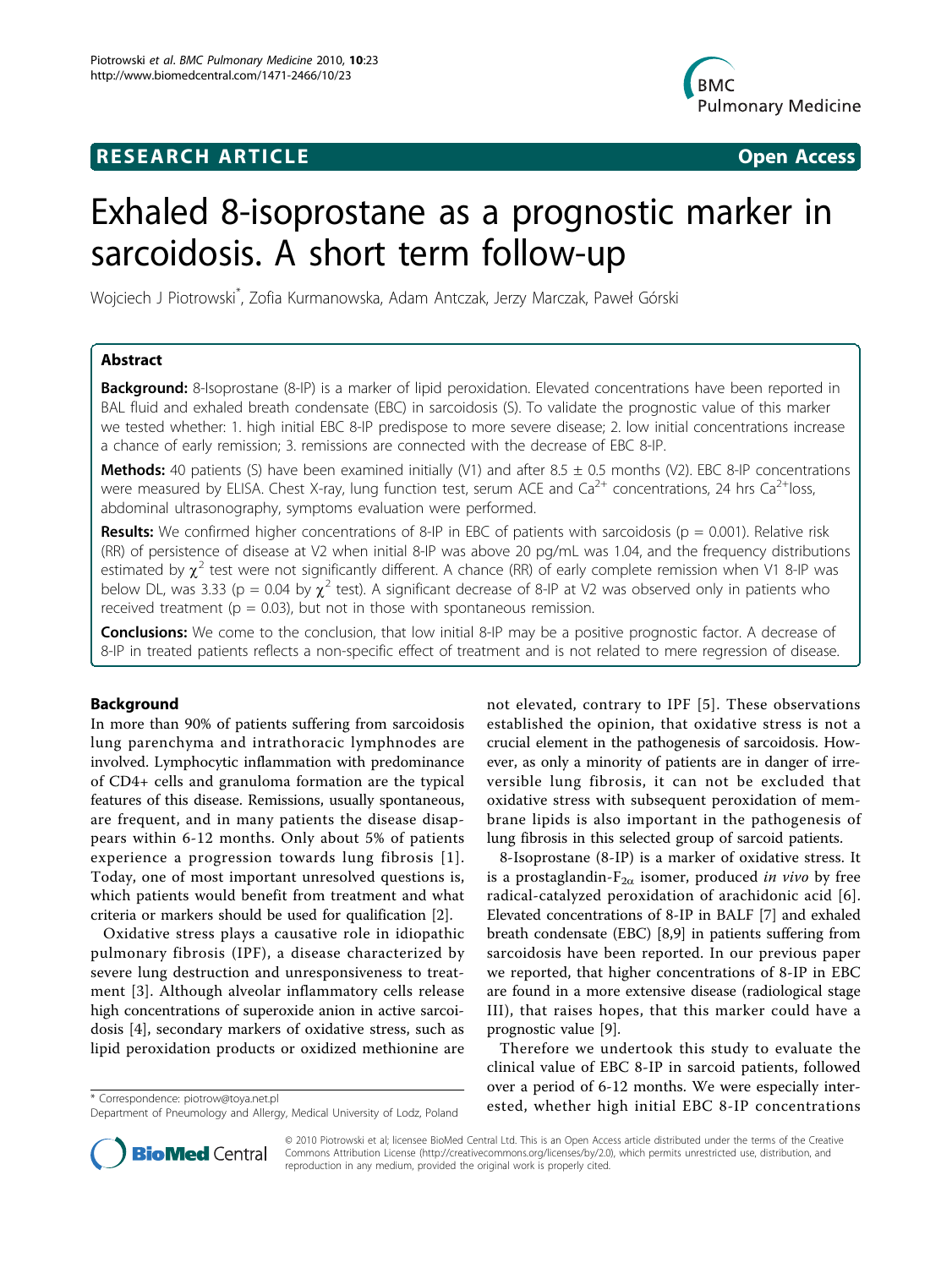RESEARCH ARTICLE **Open Access**

# Exhaled 8-isoprostane as a prognostic marker in sarcoidosis. A short term follow-up

Wojciech J Piotrowski*, Zofia Kurmanowska, Adam Antczak, Jerzy Marczak, Paweł Górski

## Abstract

**Background:** 8-Isoprostane (8-IP) is a marker of lipid peroxidation. Elevated concentrations have been reported in BAL fluid and exhaled breath condensate (EBC) in sarcoidosis (S). To validate the prognostic value of this marker we tested whether: 1. high initial EBC 8-IP predispose to more severe disease; 2. low initial concentrations increase a chance of early remission; 3. remissions are connected with the decrease of EBC 8-IP.

**Methods:** 40 patients (S) have been examined initially (V1) and after 8.5 ± 0.5 months (V2). EBC 8-IP concentrations were measured by ELISA. Chest X-ray, lung function test, serum ACE and $Ca^{2+}$ concentrations, 24 hrs $Ca^{2+}$loss, abdominal ultrasonography, symptoms evaluation were performed.

**Results:** We confirmed higher concentrations of 8-IP in EBC of patients with sarcoidosis (p = 0.001). Relative risk (RR) of persistence of disease at V2 when initial 8-IP was above 20 pg/mL was 1.04, and the frequency distributions estimated by $\chi^2$ test were not significantly different. A chance (RR) of early complete remission when V1 8-IP was below DL, was 3.33 (p = 0.04 by $\chi^2$ test). A significant decrease of 8-IP at V2 was observed only in patients who received treatment (p = 0.03), but not in those with spontaneous remission.

**Conclusions:** We come to the conclusion, that low initial 8-IP may be a positive prognostic factor. A decrease of 8-IP in treated patients reflects a non-specific effect of treatment and is not related to mere regression of disease.

## Background

In more than 90% of patients suffering from sarcoidosis lung parenchyma and intrathoracic lymphnodes are involved. Lymphocytic inflammation with predominance of CD4+ cells and granuloma formation are the typical features of this disease. Remissions, usually spontaneous, are frequent, and in many patients the disease disappears within 6-12 months. Only about 5% of patients experience a progression towards lung fibrosis [1]. Today, one of most important unresolved questions is, which patients would benefit from treatment and what criteria or markers should be used for qualification [2].

Oxidative stress plays a causative role in idiopathic pulmonary fibrosis (IPF), a disease characterized by severe lung destruction and unresponsiveness to treatment [3]. Although alveolar inflammatory cells release high concentrations of superoxide anion in active sarcoidosis [4], secondary markers of oxidative stress, such as lipid peroxidation products or oxidized methionine are not elevated, contrary to IPF [5]. These observations established the opinion, that oxidative stress is not a crucial element in the pathogenesis of sarcoidosis. However, as only a minority of patients are in danger of irreversible lung fibrosis, it can not be excluded that oxidative stress with subsequent peroxidation of membrane lipids is also important in the pathogenesis of lung fibrosis in this selected group of sarcoid patients.

8-Isoprostane (8-IP) is a marker of oxidative stress. It is a prostaglandin-$F_{2\alpha}$ isomer, produced *in vivo* by free radical-catalyzed peroxidation of arachidonic acid [6]. Elevated concentrations of 8-IP in BALF [7] and exhaled breath condensate (EBC) [8,9] in patients suffering from sarcoidosis have been reported. In our previous paper we reported, that higher concentrations of 8-IP in EBC are found in a more extensive disease (radiological stage III), that raises hopes, that this marker could have a prognostic value [9].

Therefore we undertook this study to evaluate the clinical value of EBC 8-IP in sarcoid patients, followed over a period of 6-12 months. We were especially interested, whether high initial EBC 8-IP concentrations

\* Correspondence: piotrow@toya.net.pl
Department of Pneumology and Allergy, Medical University of Lodz, Poland

© 2010 Piotrowski et al; licensee BioMed Central Ltd. This is an Open Access article distributed under the terms of the Creative Commons Attribution License (http://creativecommons.org/licenses/by/2.0), which permits unrestricted use, distribution, and reproduction in any medium, provided the original work is properly cited.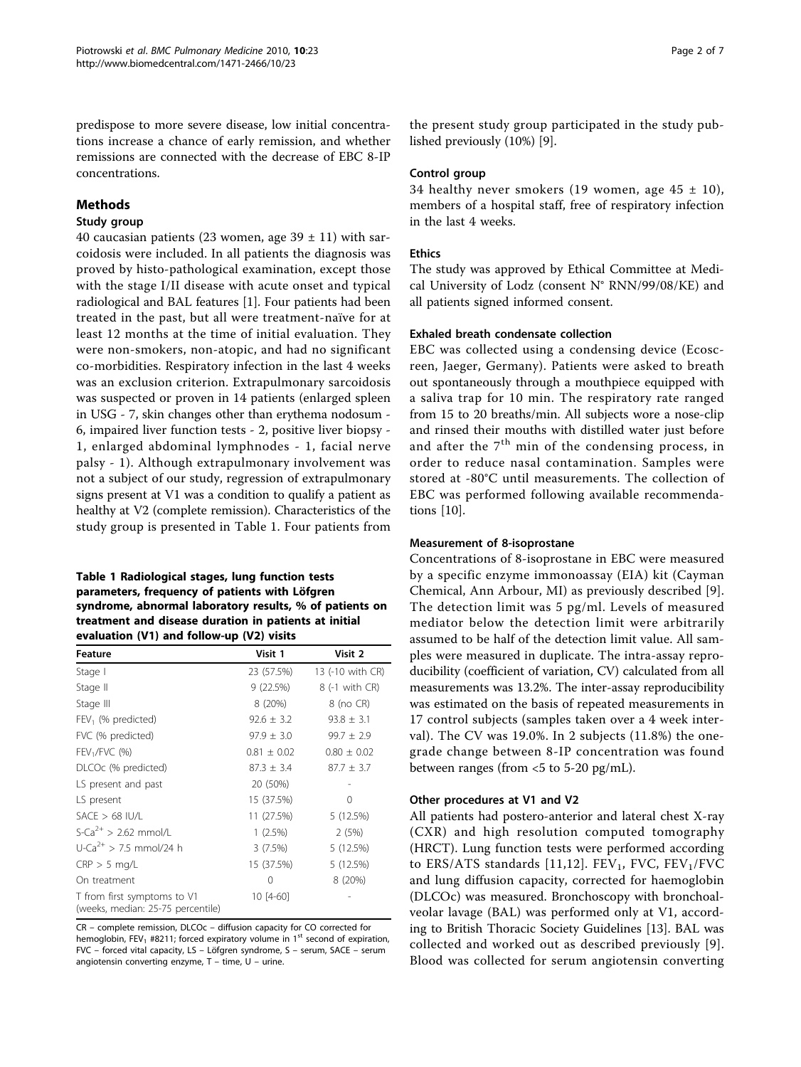predispose to more severe disease, low initial concentrations increase a chance of early remission, and whether remissions are connected with the decrease of EBC 8-IP concentrations.

## Methods

### Study group

40 caucasian patients (23 women, age 39 ± 11) with sarcoidosis were included. In all patients the diagnosis was proved by histo-pathological examination, except those with the stage I/II disease with acute onset and typical radiological and BAL features [1]. Four patients had been treated in the past, but all were treatment-naïve for at least 12 months at the time of initial evaluation. They were non-smokers, non-atopic, and had no significant co-morbidities. Respiratory infection in the last 4 weeks was an exclusion criterion. Extrapulmonary sarcoidosis was suspected or proven in 14 patients (enlarged spleen in USG - 7, skin changes other than erythema nodosum - 6, impaired liver function tests - 2, positive liver biopsy - 1, enlarged abdominal lymphnodes - 1, facial nerve palsy - 1). Although extrapulmonary involvement was not a subject of our study, regression of extrapulmonary signs present at V1 was a condition to qualify a patient as healthy at V2 (complete remission). Characteristics of the study group is presented in Table 1. Four patients from the present study group participated in the study published previously (10%) [9].

**Table 1 Radiological stages, lung function tests parameters, frequency of patients with Löfgren syndrome, abnormal laboratory results, % of patients on treatment and disease duration in patients at initial evaluation (V1) and follow-up (V2) visits**

| Feature | Visit 1 | Visit 2 |
|---|---|---|
| Stage I | 23 (57.5%) | 13 (-10 with CR) |
| Stage II | 9 (22.5%) | 8 (-1 with CR) |
| Stage III | 8 (20%) | 8 (no CR) |
| $FEV_1$ (% predicted) | 92.6 ± 3.2 | 93.8 ± 3.1 |
| FVC (% predicted) | 97.9 ± 3.0 | 99.7 ± 2.9 |
| $FEV_1$/FVC (%) | 0.81 ± 0.02 | 0.80 ± 0.02 |
| DLCOc (% predicted) | 87.3 ± 3.4 | 87.7 ± 3.7 |
| LS present and past | 20 (50%) | - |
| LS present | 15 (37.5%) | 0 |
| SACE > 68 IU/L | 11 (27.5%) | 5 (12.5%) |
| S-$Ca^{2+}$ > 2.62 mmol/L | 1 (2.5%) | 2 (5%) |
| U-$Ca^{2+}$ > 7.5 mmol/24 h | 3 (7.5%) | 5 (12.5%) |
| CRP > 5 mg/L | 15 (37.5%) | 5 (12.5%) |
| On treatment | 0 | 8 (20%) |
| T from first symptoms to V1 (weeks, median: 25-75 percentile) | 10 [4-60] | - |

CR – complete remission, DLCOc – diffusion capacity for CO corrected for hemoglobin, $FEV_1$ #8211; forced expiratory volume in 1[st] second of expiration, FVC – forced vital capacity, LS – Löfgren syndrome, S – serum, SACE – serum angiotensin converting enzyme, T – time, U – urine.

### Control group

34 healthy never smokers (19 women, age 45 ± 10), members of a hospital staff, free of respiratory infection in the last 4 weeks.

### Ethics

The study was approved by Ethical Committee at Medical University of Lodz (consent N° RNN/99/08/KE) and all patients signed informed consent.

### Exhaled breath condensate collection

EBC was collected using a condensing device (Ecoscreen, Jaeger, Germany). Patients were asked to breath out spontaneously through a mouthpiece equipped with a saliva trap for 10 min. The respiratory rate ranged from 15 to 20 breaths/min. All subjects wore a nose-clip and rinsed their mouths with distilled water just before and after the 7[th] min of the condensing process, in order to reduce nasal contamination. Samples were stored at -80°C until measurements. The collection of EBC was performed following available recommendations [10].

### Measurement of 8-isoprostane

Concentrations of 8-isoprostane in EBC were measured by a specific enzyme immonoassay (EIA) kit (Cayman Chemical, Ann Arbour, MI) as previously described [9]. The detection limit was 5 pg/ml. Levels of measured mediator below the detection limit were arbitrarily assumed to be half of the detection limit value. All samples were measured in duplicate. The intra-assay reproducibility (coefficient of variation, CV) calculated from all measurements was 13.2%. The inter-assay reproducibility was estimated on the basis of repeated measurements in 17 control subjects (samples taken over a 4 week interval). The CV was 19.0%. In 2 subjects (11.8%) the one-grade change between 8-IP concentration was found between ranges (from <5 to 5-20 pg/mL).

### Other procedures at V1 and V2

All patients had postero-anterior and lateral chest X-ray (CXR) and high resolution computed tomography (HRCT). Lung function tests were performed according to ERS/ATS standards [11,12]. $FEV_1$, FVC, $FEV_1$/FVC and lung diffusion capacity, corrected for haemoglobin (DLCOc) was measured. Bronchoscopy with bronchoalveolar lavage (BAL) was performed only at V1, according to British Thoracic Society Guidelines [13]. BAL was collected and worked out as described previously [9]. Blood was collected for serum angiotensin converting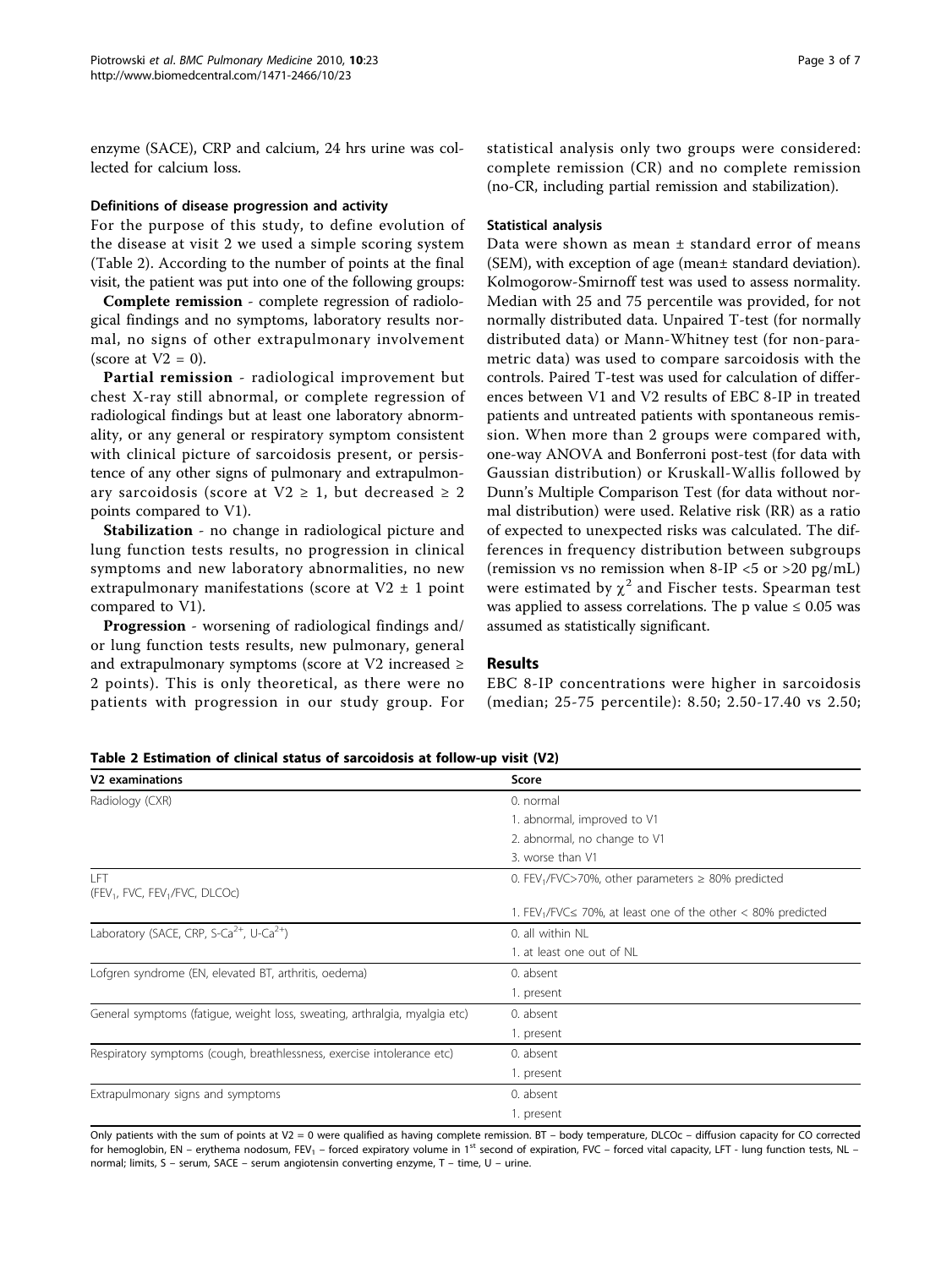enzyme (SACE), CRP and calcium, 24 hrs urine was collected for calcium loss.

#### Definitions of disease progression and activity

For the purpose of this study, to define evolution of the disease at visit 2 we used a simple scoring system (Table 2). According to the number of points at the final visit, the patient was put into one of the following groups:

**Complete remission** - complete regression of radiological findings and no symptoms, laboratory results normal, no signs of other extrapulmonary involvement (score at V2 = 0).

**Partial remission** - radiological improvement but chest X-ray still abnormal, or complete regression of radiological findings but at least one laboratory abnormality, or any general or respiratory symptom consistent with clinical picture of sarcoidosis present, or persistence of any other signs of pulmonary and extrapulmonary sarcoidosis (score at V2 ≥ 1, but decreased ≥ 2 points compared to V1).

**Stabilization** - no change in radiological picture and lung function tests results, no progression in clinical symptoms and new laboratory abnormalities, no new extrapulmonary manifestations (score at V2 ± 1 point compared to V1).

**Progression** - worsening of radiological findings and/or lung function tests results, new pulmonary, general and extrapulmonary symptoms (score at V2 increased ≥ 2 points). This is only theoretical, as there were no patients with progression in our study group. For statistical analysis only two groups were considered: complete remission (CR) and no complete remission (no-CR, including partial remission and stabilization).

#### Statistical analysis

Data were shown as mean ± standard error of means (SEM), with exception of age (mean± standard deviation). Kolmogorow-Smirnoff test was used to assess normality. Median with 25 and 75 percentile was provided, for not normally distributed data. Unpaired T-test (for normally distributed data) or Mann-Whitney test (for non-parametric data) was used to compare sarcoidosis with the controls. Paired T-test was used for calculation of differences between V1 and V2 results of EBC 8-IP in treated patients and untreated patients with spontaneous remission. When more than 2 groups were compared with, one-way ANOVA and Bonferroni post-test (for data with Gaussian distribution) or Kruskall-Wallis followed by Dunn's Multiple Comparison Test (for data without normal distribution) were used. Relative risk (RR) as a ratio of expected to unexpected risks was calculated. The differences in frequency distribution between subgroups (remission vs no remission when 8-IP <5 or >20 pg/mL) were estimated by $\chi^2$ and Fischer tests. Spearman test was applied to assess correlations. The p value ≤ 0.05 was assumed as statistically significant.

## Results

EBC 8-IP concentrations were higher in sarcoidosis (median; 25-75 percentile): 8.50; 2.50-17.40 vs 2.50;

**Table 2 Estimation of clinical status of sarcoidosis at follow-up visit (V2)**

| V2 examinations | Score |
|---|---|
| Radiology (CXR) | 0. normal |
| | 1. abnormal, improved to V1 |
| | 2. abnormal, no change to V1 |
| | 3. worse than V1 |
| LFT ($FEV_1$, FVC, $FEV_1$/FVC, DLCOc) | 0. $FEV_1$/FVC>70%, other parameters ≥ 80% predicted |
| | 1. $FEV_1$/FVC≤ 70%, at least one of the other < 80% predicted |
| Laboratory (SACE, CRP, S-$Ca^{2+}$, U-$Ca^{2+}$) | 0. all within NL |
| | 1. at least one out of NL |
| Lofgren syndrome (EN, elevated BT, arthritis, oedema) | 0. absent |
| | 1. present |
| General symptoms (fatigue, weight loss, sweating, arthralgia, myalgia etc) | 0. absent |
| | 1. present |
| Respiratory symptoms (cough, breathlessness, exercise intolerance etc) | 0. absent |
| | 1. present |
| Extrapulmonary signs and symptoms | 0. absent |
| | 1. present |

Only patients with the sum of points at V2 = 0 were qualified as having complete remission. BT – body temperature, DLCOc – diffusion capacity for CO corrected for hemoglobin, EN – erythema nodosum, $FEV_1$ – forced expiratory volume in 1st second of expiration, FVC – forced vital capacity, LFT - lung function tests, NL – normal; limits, S – serum, SACE – serum angiotensin converting enzyme, T – time, U – urine.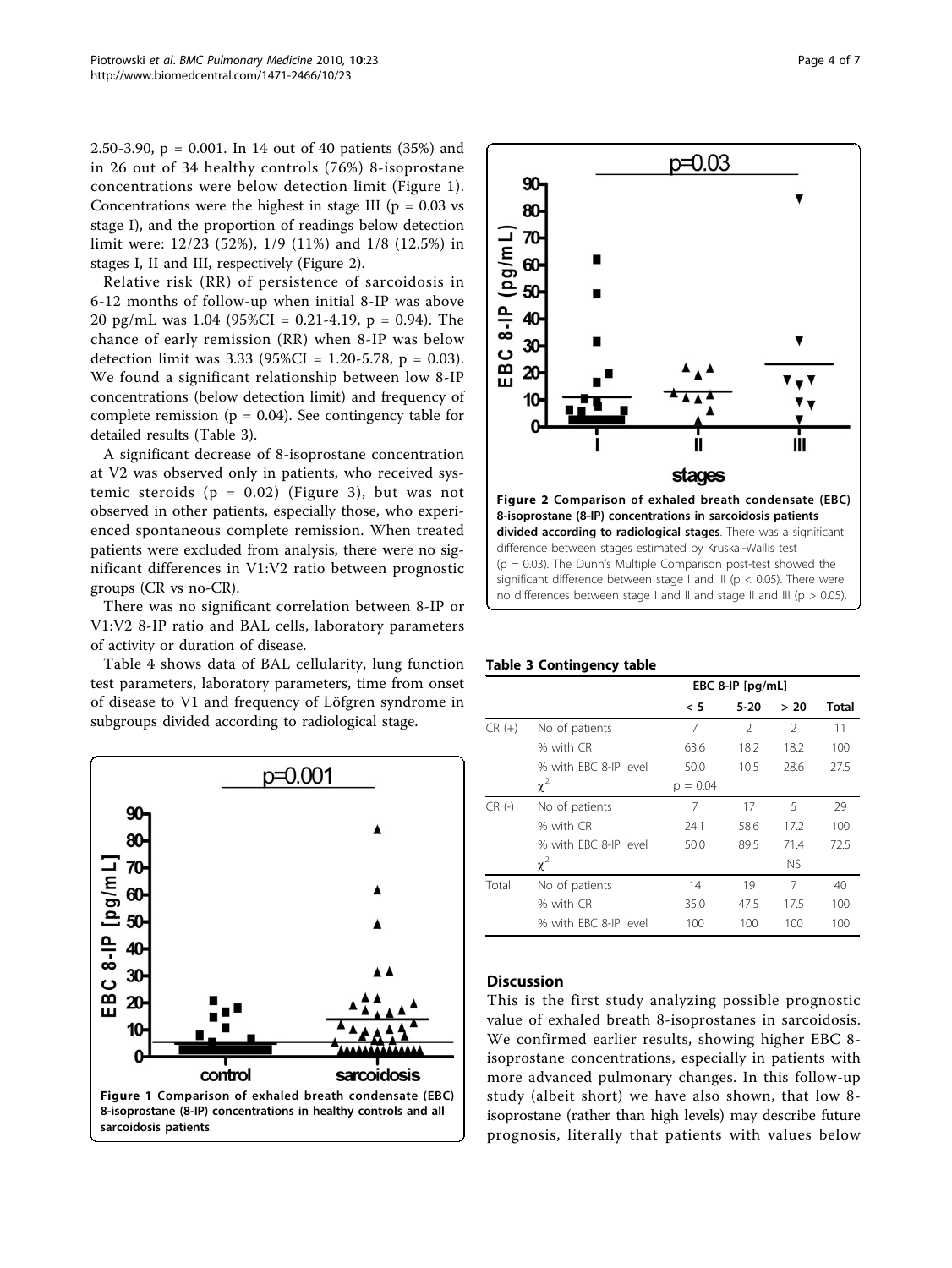2.50-3.90, p = 0.001. In 14 out of 40 patients (35%) and in 26 out of 34 healthy controls (76%) 8-isoprostane concentrations were below detection limit (Figure 1). Concentrations were the highest in stage III (p = 0.03 vs stage I), and the proportion of readings below detection limit were: 12/23 (52%), 1/9 (11%) and 1/8 (12.5%) in stages I, II and III, respectively (Figure 2).

Relative risk (RR) of persistence of sarcoidosis in 6-12 months of follow-up when initial 8-IP was above 20 pg/mL was 1.04 (95%CI = 0.21-4.19, p = 0.94). The chance of early remission (RR) when 8-IP was below detection limit was 3.33 (95%CI = 1.20-5.78, p = 0.03). We found a significant relationship between low 8-IP concentrations (below detection limit) and frequency of complete remission (p = 0.04). See contingency table for detailed results (Table 3).

A significant decrease of 8-isoprostane concentration at V2 was observed only in patients, who received systemic steroids (p = 0.02) (Figure 3), but was not observed in other patients, especially those, who experienced spontaneous complete remission. When treated patients were excluded from analysis, there were no significant differences in V1:V2 ratio between prognostic groups (CR vs no-CR).

There was no significant correlation between 8-IP or V1:V2 8-IP ratio and BAL cells, laboratory parameters of activity or duration of disease.

Table 4 shows data of BAL cellularity, lung function test parameters, laboratory parameters, time from onset of disease to V1 and frequency of Löfgren syndrome in subgroups divided according to radiological stage.

**Figure 1 Comparison of exhaled breath condensate (EBC) 8-isoprostane (8-IP) concentrations in healthy controls and all sarcoidosis patients**.

**Figure 2 Comparison of exhaled breath condensate (EBC) 8-isoprostane (8-IP) concentrations in sarcoidosis patients divided according to radiological stages**. There was a significant difference between stages estimated by Kruskal-Wallis test (p = 0.03). The Dunn's Multiple Comparison post-test showed the significant difference between stage I and III (p < 0.05). There were no differences between stage I and II and stage II and III (p > 0.05).

**Table 3 Contingency table**

| | | EBC 8-IP [pg/mL] | | | |
|---|---|---|---|---|---|
| | | < 5 | 5-20 | > 20 | Total |
| CR (+) | No of patients | 7 | 2 | 2 | 11 |
| | % with CR | 63.6 | 18.2 | 18.2 | 100 |
| | % with EBC 8-IP level | 50.0 | 10.5 | 28.6 | 27.5 |
| | $\chi^2$ | p = 0.04 | | | |
| CR (-) | No of patients | 7 | 17 | 5 | 29 |
| | % with CR | 24.1 | 58.6 | 17.2 | 100 |
| | % with EBC 8-IP level | 50.0 | 89.5 | 71.4 | 72.5 |
| | $\chi^2$ | | | NS | |
| Total | No of patients | 14 | 19 | 7 | 40 |
| | % with CR | 35.0 | 47.5 | 17.5 | 100 |
| | % with EBC 8-IP level | 100 | 100 | 100 | 100 |

## Discussion

This is the first study analyzing possible prognostic value of exhaled breath 8-isoprostanes in sarcoidosis. We confirmed earlier results, showing higher EBC 8-isoprostane concentrations, especially in patients with more advanced pulmonary changes. In this follow-up study (albeit short) we have also shown, that low 8-isoprostane (rather than high levels) may describe future prognosis, literally that patients with values below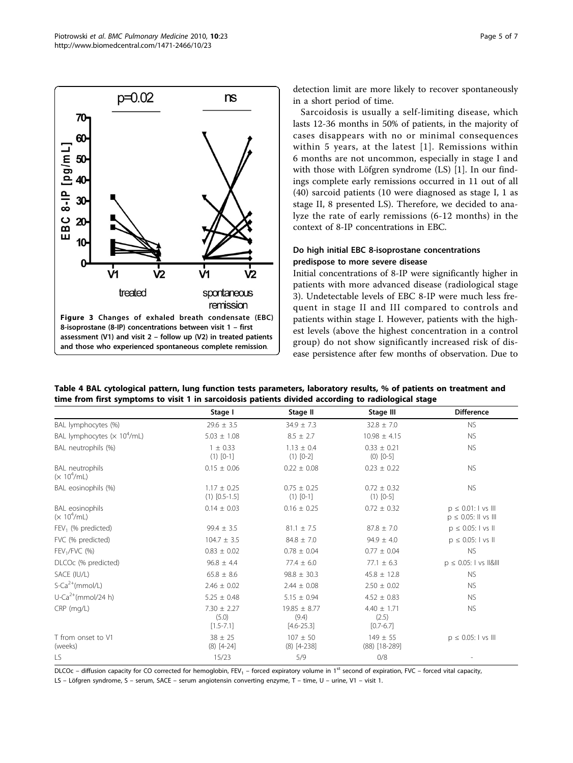Figure 3 Changes of exhaled breath condensate (EBC) 8-isoprostane (8-IP) concentrations between visit 1 – first assessment (V1) and visit 2 – follow up (V2) in treated patients and those who experienced spontaneous complete remission.

detection limit are more likely to recover spontaneously in a short period of time.

Sarcoidosis is usually a self-limiting disease, which lasts 12-36 months in 50% of patients, in the majority of cases disappears with no or minimal consequences within 5 years, at the latest [1]. Remissions within 6 months are not uncommon, especially in stage I and with those with Löfgren syndrome (LS) [1]. In our findings complete early remissions occurred in 11 out of all (40) sarcoid patients (10 were diagnosed as stage I, 1 as stage II, 8 presented LS). Therefore, we decided to analyze the rate of early remissions (6-12 months) in the context of 8-IP concentrations in EBC.

### Do high initial EBC 8-isoprostane concentrations predispose to more severe disease

Initial concentrations of 8-IP were significantly higher in patients with more advanced disease (radiological stage 3). Undetectable levels of EBC 8-IP were much less frequent in stage II and III compared to controls and patients within stage I. However, patients with the highest levels (above the highest concentration in a control group) do not show significantly increased risk of disease persistence after few months of observation. Due to

**Table 4 BAL cytological pattern, lung function tests parameters, laboratory results, % of patients on treatment and time from first symptoms to visit 1 in sarcoidosis patients divided according to radiological stage**

| | Stage I | Stage II | Stage III | Difference |
|---|---|---|---|---|
| BAL lymphocytes (%) | 29.6 ± 3.5 | 34.9 ± 7.3 | 32.8 ± 7.0 | NS |
| BAL lymphocytes (× $10^4$/mL) | 5.03 ± 1.08 | 8.5 ± 2.7 | 10.98 ± 4.15 | NS |
| BAL neutrophils (%) | 1 ± 0.33 (1) [0-1] | 1.13 ± 0.4 (1) [0-2] | 0.33 ± 0.21 (0) [0-5] | NS |
| BAL neutrophils (× $10^4$/mL) | 0.15 ± 0.06 | 0.22 ± 0.08 | 0.23 ± 0.22 | NS |
| BAL eosinophils (%) | 1.17 ± 0.25 (1) [0.5-1.5] | 0.75 ± 0.25 (1) [0-1] | 0.72 ± 0.32 (1) [0-5] | NS |
| BAL eosinophils (× $10^4$/mL) | 0.14 ± 0.03 | 0.16 ± 0.25 | 0.72 ± 0.32 | $p \leq 0.01$: I vs III; $p \leq 0.05$: II vs III |
| $FEV_1$ (% predicted) | 99.4 ± 3.5 | 81.1 ± 7.5 | 87.8 ± 7.0 | $p \leq 0.05$: I vs II |
| FVC (% predicted) | 104.7 ± 3.5 | 84.8 ± 7.0 | 94.9 ± 4.0 | $p \leq 0.05$: I vs II |
| $FEV_1$/FVC (%) | 0.83 ± 0.02 | 0.78 ± 0.04 | 0.77 ± 0.04 | NS |
| DLCOc (% predicted) | 96.8 ± 4.4 | 77.4 ± 6.0 | 77.1 ± 6.3 | $p \leq 0.05$: I vs II&III |
| SACE (IU/L) | 65.8 ± 8.6 | 98.8 ± 30.3 | 45.8 ± 12.8 | NS |
| S-$Ca^{2+}$(mmol/L) | 2.46 ± 0.02 | 2.44 ± 0.08 | 2.50 ± 0.02 | NS |
| U-$Ca^{2+}$(mmol/24 h) | 5.25 ± 0.48 | 5.15 ± 0.94 | 4.52 ± 0.83 | NS |
| CRP (mg/L) | 7.30 ± 2.27 (5.0) [1.5-7.1] | 19.85 ± 8.77 (9.4) [4.6-25.3] | 4.40 ± 1.71 (2.5) [0.7-6.7] | NS |
| T from onset to V1 (weeks) | 38 ± 25 (8) [4-24] | 107 ± 50 (8) [4-238] | 149 ± 55 (88) [18-289] | $p \leq 0.05$: I vs III |
| LS | 15/23 | 5/9 | 0/8 | - |

DLCOc – diffusion capacity for CO corrected for hemoglobin, $FEV_1$ – forced expiratory volume in 1st second of expiration, FVC – forced vital capacity, LS – Löfgren syndrome, S – serum, SACE – serum angiotensin converting enzyme, T – time, U – urine, V1 – visit 1.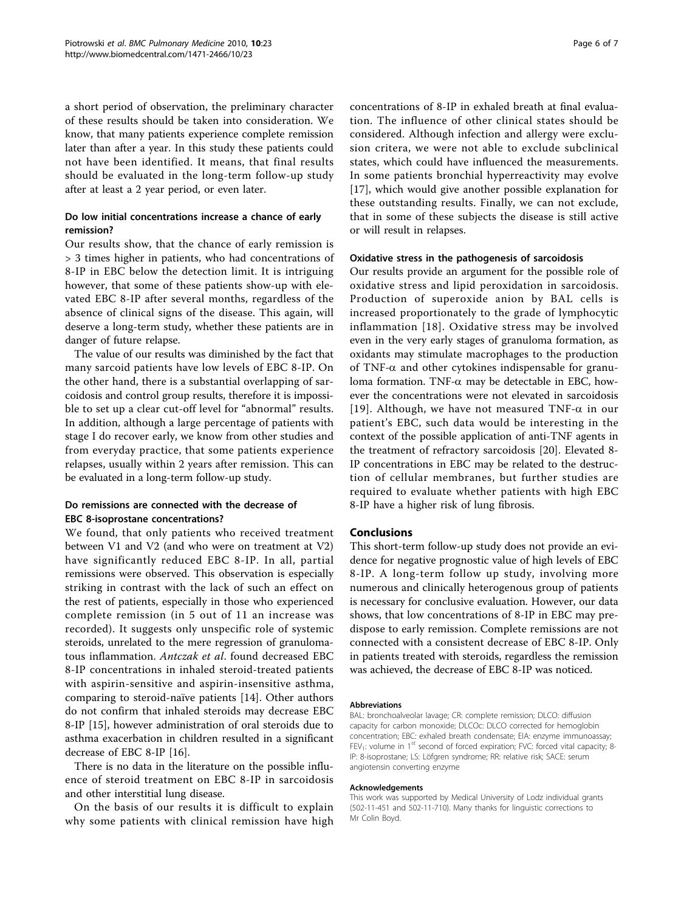a short period of observation, the preliminary character of these results should be taken into consideration. We know, that many patients experience complete remission later than after a year. In this study these patients could not have been identified. It means, that final results should be evaluated in the long-term follow-up study after at least a 2 year period, or even later.

### Do low initial concentrations increase a chance of early remission?

Our results show, that the chance of early remission is > 3 times higher in patients, who had concentrations of 8-IP in EBC below the detection limit. It is intriguing however, that some of these patients show-up with elevated EBC 8-IP after several months, regardless of the absence of clinical signs of the disease. This again, will deserve a long-term study, whether these patients are in danger of future relapse.

The value of our results was diminished by the fact that many sarcoid patients have low levels of EBC 8-IP. On the other hand, there is a substantial overlapping of sarcoidosis and control group results, therefore it is impossible to set up a clear cut-off level for "abnormal" results. In addition, although a large percentage of patients with stage I do recover early, we know from other studies and from everyday practice, that some patients experience relapses, usually within 2 years after remission. This can be evaluated in a long-term follow-up study.

### Do remissions are connected with the decrease of EBC 8-isoprostane concentrations?

We found, that only patients who received treatment between V1 and V2 (and who were on treatment at V2) have significantly reduced EBC 8-IP. In all, partial remissions were observed. This observation is especially striking in contrast with the lack of such an effect on the rest of patients, especially in those who experienced complete remission (in 5 out of 11 an increase was recorded). It suggests only unspecific role of systemic steroids, unrelated to the mere regression of granulomatous inflammation. *Antczak et al*. found decreased EBC 8-IP concentrations in inhaled steroid-treated patients with aspirin-sensitive and aspirin-insensitive asthma, comparing to steroid-naïve patients [14]. Other authors do not confirm that inhaled steroids may decrease EBC 8-IP [15], however administration of oral steroids due to asthma exacerbation in children resulted in a significant decrease of EBC 8-IP [16].

There is no data in the literature on the possible influence of steroid treatment on EBC 8-IP in sarcoidosis and other interstitial lung disease.

On the basis of our results it is difficult to explain why some patients with clinical remission have high concentrations of 8-IP in exhaled breath at final evaluation. The influence of other clinical states should be considered. Although infection and allergy were exclusion critera, we were not able to exclude subclinical states, which could have influenced the measurements. In some patients bronchial hyperreactivity may evolve [17], which would give another possible explanation for these outstanding results. Finally, we can not exclude, that in some of these subjects the disease is still active or will result in relapses.

### Oxidative stress in the pathogenesis of sarcoidosis

Our results provide an argument for the possible role of oxidative stress and lipid peroxidation in sarcoidosis. Production of superoxide anion by BAL cells is increased proportionately to the grade of lymphocytic inflammation [18]. Oxidative stress may be involved even in the very early stages of granuloma formation, as oxidants may stimulate macrophages to the production of TNF-$\alpha$ and other cytokines indispensable for granuloma formation. TNF-$\alpha$ may be detectable in EBC, however the concentrations were not elevated in sarcoidosis [19]. Although, we have not measured TNF-$\alpha$ in our patient's EBC, such data would be interesting in the context of the possible application of anti-TNF agents in the treatment of refractory sarcoidosis [20]. Elevated 8-IP concentrations in EBC may be related to the destruction of cellular membranes, but further studies are required to evaluate whether patients with high EBC 8-IP have a higher risk of lung fibrosis.

## Conclusions

This short-term follow-up study does not provide an evidence for negative prognostic value of high levels of EBC 8-IP. A long-term follow up study, involving more numerous and clinically heterogenous group of patients is necessary for conclusive evaluation. However, our data shows, that low concentrations of 8-IP in EBC may predispose to early remission. Complete remissions are not connected with a consistent decrease of EBC 8-IP. Only in patients treated with steroids, regardless the remission was achieved, the decrease of EBC 8-IP was noticed.

#### Abbreviations

BAL: bronchoalveolar lavage; CR: complete remission; DLCO: diffusion capacity for carbon monoxide; DLCOc: DLCO corrected for hemoglobin concentration; EBC: exhaled breath condensate; EIA: enzyme immunoassay; $FEV_1$: volume in 1[st] second of forced expiration; FVC: forced vital capacity; 8-IP: 8-isoprostane; LS: Löfgren syndrome; RR: relative risk; SACE: serum angiotensin converting enzyme

#### Acknowledgements

This work was supported by Medical University of Lodz individual grants (502-11-451 and 502-11-710). Many thanks for linguistic corrections to Mr Colin Boyd.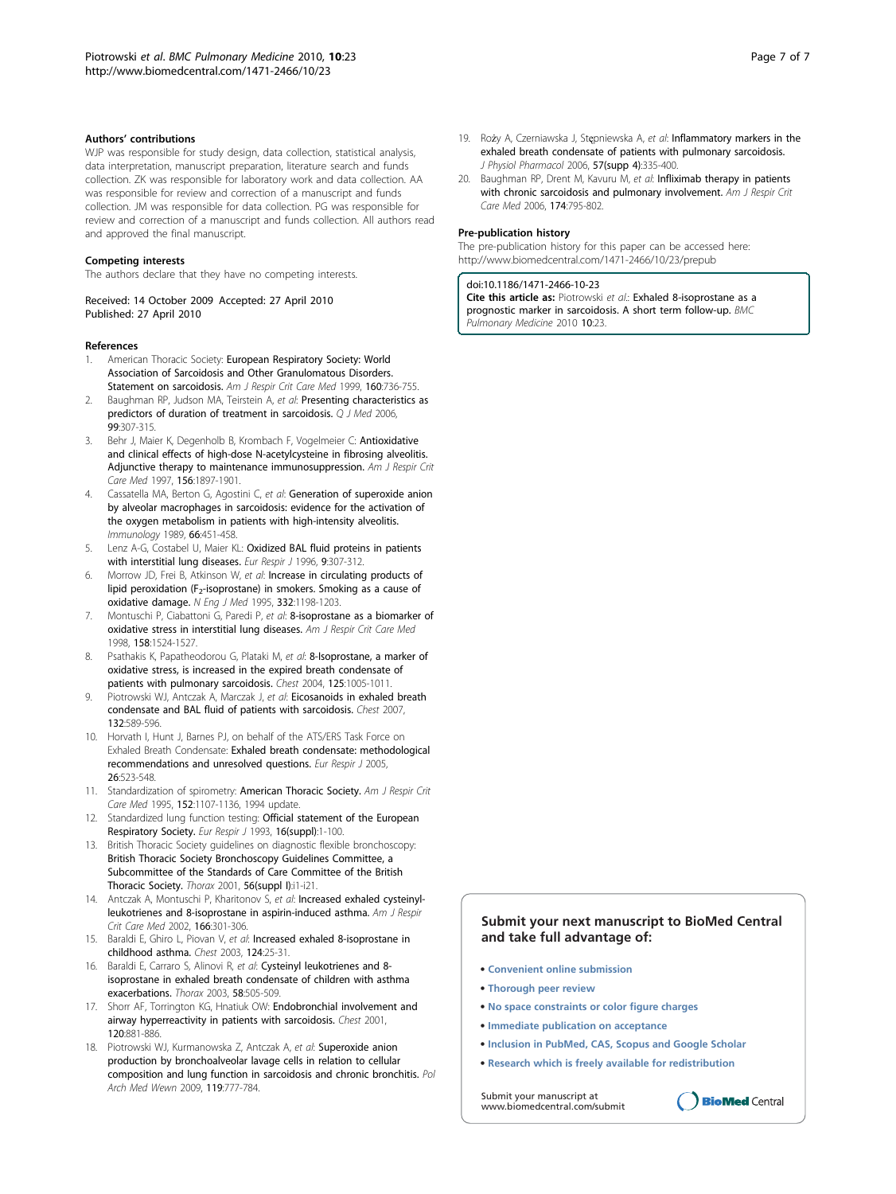### Authors' contributions

WJP was responsible for study design, data collection, statistical analysis, data interpretation, manuscript preparation, literature search and funds collection. ZK was responsible for laboratory work and data collection. AA was responsible for review and correction of a manuscript and funds collection. JM was responsible for data collection. PG was responsible for review and correction of a manuscript and funds collection. All authors read and approved the final manuscript.

### Competing interests

The authors declare that they have no competing interests.

Received: 14 October 2009 Accepted: 27 April 2010
Published: 27 April 2010

### References

1. American Thoracic Society: **European Respiratory Society: World Association of Sarcoidosis and Other Granulomatous Disorders. Statement on sarcoidosis.** *Am J Respir Crit Care Med* 1999, **160**:736-755.
2. Baughman RP, Judson MA, Teirstein A, *et al*: **Presenting characteristics as predictors of duration of treatment in sarcoidosis.** *Q J Med* 2006, **99**:307-315.
3. Behr J, Maier K, Degenholb B, Krombach F, Vogelmeier C: **Antioxidative and clinical effects of high-dose N-acetylcysteine in fibrosing alveolitis. Adjunctive therapy to maintenance immunosuppression.** *Am J Respir Crit Care Med* 1997, **156**:1897-1901.
4. Cassatella MA, Berton G, Agostini C, *et al*: **Generation of superoxide anion by alveolar macrophages in sarcoidosis: evidence for the activation of the oxygen metabolism in patients with high-intensity alveolitis.** *Immunology* 1989, **66**:451-458.
5. Lenz A-G, Costabel U, Maier KL: **Oxidized BAL fluid proteins in patients with interstitial lung diseases.** *Eur Respir J* 1996, **9**:307-312.
6. Morrow JD, Frei B, Atkinson W, *et al*: **Increase in circulating products of lipid peroxidation ($F_2$-isoprostane) in smokers. Smoking as a cause of oxidative damage.** *N Eng J Med* 1995, **332**:1198-1203.
7. Montuschi P, Ciabattoni G, Paredi P, *et al*: **8-isoprostane as a biomarker of oxidative stress in interstitial lung diseases.** *Am J Respir Crit Care Med* 1998, **158**:1524-1527.
8. Psathakis K, Papatheodorou G, Plataki M, *et al*: **8-Isoprostane, a marker of oxidative stress, is increased in the expired breath condensate of patients with pulmonary sarcoidosis.** *Chest* 2004, **125**:1005-1011.
9. Piotrowski WJ, Antczak A, Marczak J, *et al*: **Eicosanoids in exhaled breath condensate and BAL fluid of patients with sarcoidosis.** *Chest* 2007, **132**:589-596.
10. Horvath I, Hunt J, Barnes PJ, on behalf of the ATS/ERS Task Force on Exhaled Breath Condensate: **Exhaled breath condensate: methodological recommendations and unresolved questions.** *Eur Respir J* 2005, **26**:523-548.
11. Standardization of spirometry: **American Thoracic Society.** *Am J Respir Crit Care Med* 1995, **152**:1107-1136, 1994 update.
12. Standardized lung function testing: **Official statement of the European Respiratory Society.** *Eur Respir J* 1993, **16(suppl)**:1-100.
13. British Thoracic Society guidelines on diagnostic flexible bronchoscopy: **British Thoracic Society Bronchoscopy Guidelines Committee, a Subcommittee of the Standards of Care Committee of the British Thoracic Society.** *Thorax* 2001, **56(suppl I)**:i1-i21.
14. Antczak A, Montuschi P, Kharitonov S, *et al*: **Increased exhaled cysteinyl-leukotrienes and 8-isoprostane in aspirin-induced asthma.** *Am J Respir Crit Care Med* 2002, **166**:301-306.
15. Baraldi E, Ghiro L, Piovan V, *et al*: **Increased exhaled 8-isoprostane in childhood asthma.** *Chest* 2003, **124**:25-31.
16. Baraldi E, Carraro S, Alinovi R, *et al*: **Cysteinyl leukotrienes and 8-isoprostane in exhaled breath condensate of children with asthma exacerbations.** *Thorax* 2003, **58**:505-509.
17. Shorr AF, Torrington KG, Hnatiuk OW: **Endobronchial involvement and airway hyperreactivity in patients with sarcoidosis.** *Chest* 2001, **120**:881-886.
18. Piotrowski WJ, Kurmanowska Z, Antczak A, *et al*: **Superoxide anion production by bronchoalveolar lavage cells in relation to cellular composition and lung function in sarcoidosis and chronic bronchitis.** *Pol Arch Med Wewn* 2009, **119**:777-784.
19. Roży A, Czerniawska J, Stępniewska A, *et al*: **Inflammatory markers in the exhaled breath condensate of patients with pulmonary sarcoidosis.** *J Physiol Pharmacol* 2006, **57(supp 4)**:335-400.
20. Baughman RP, Drent M, Kavuru M, *et al*: **Infliximab therapy in patients with chronic sarcoidosis and pulmonary involvement.** *Am J Respir Crit Care Med* 2006, **174**:795-802.

### Pre-publication history

The pre-publication history for this paper can be accessed here:
http://www.biomedcentral.com/1471-2466/10/23/prepub

doi:10.1186/1471-2466-10-23
**Cite this article as:** Piotrowski *et al.*: Exhaled 8-isoprostane as a prognostic marker in sarcoidosis. A short term follow-up. *BMC Pulmonary Medicine* 2010 **10**:23.

**Submit your next manuscript to BioMed Central and take full advantage of:**

- **Convenient online submission**
- **Thorough peer review**
- **No space constraints or color figure charges**
- **Immediate publication on acceptance**
- **Inclusion in PubMed, CAS, Scopus and Google Scholar**
- **Research which is freely available for redistribution**

Submit your manuscript at
www.biomedcentral.com/submit

BioMed Central